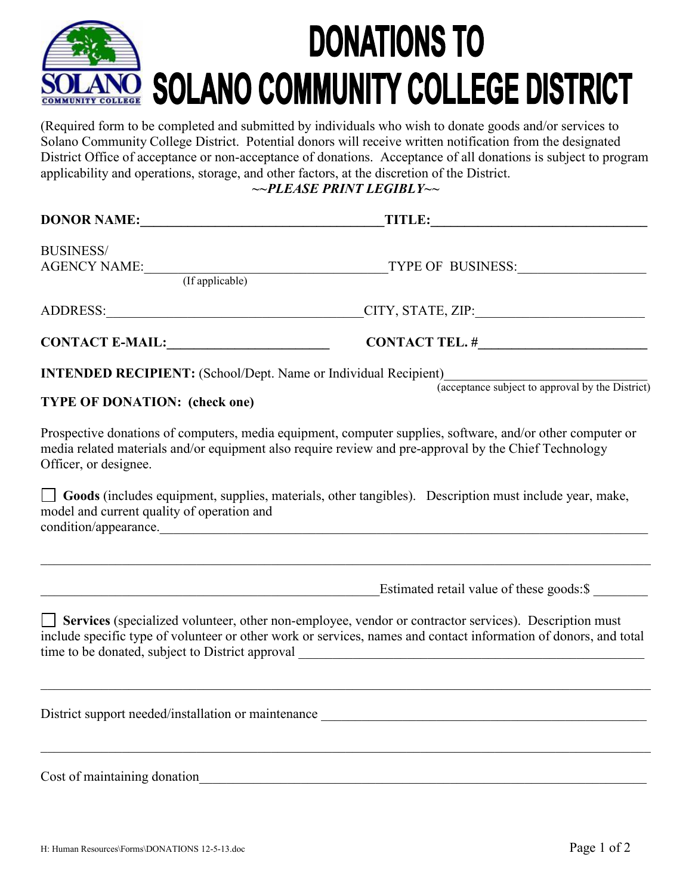# DONATIONS TO SOLANO COMMUNITY COLLEGE DISTRICT

(Required form to be completed and submitted by individuals who wish to donate goods and/or services to Solano Community College District. Potential donors will receive written notification from the designated District Office of acceptance or non-acceptance of donations. Acceptance of all donations is subject to program applicability and operations, storage, and other factors, at the discretion of the District.

***~~PLEASE PRINT LEGIBLY~~***

**DONOR NAME:**\_\_\_\_\_\_\_\_\_\_\_\_\_\_\_\_\_\_\_\_\_\_\_\_\_\_\_\_\_\_\_\_\_\_**TITLE:**\_\_\_\_\_\_\_\_\_\_\_\_\_\_\_\_\_\_\_\_\_\_\_\_\_\_\_\_\_\_

BUSINESS/
AGENCY NAME:\_\_\_\_\_\_\_\_\_\_\_\_\_\_\_\_\_\_\_\_\_\_\_\_\_\_\_\_\_\_\_\_\_\_TYPE OF BUSINESS:\_\_\_\_\_\_\_\_\_\_\_\_\_\_\_\_\_\_
(If applicable)

ADDRESS:\_\_\_\_\_\_\_\_\_\_\_\_\_\_\_\_\_\_\_\_\_\_\_\_\_\_\_\_\_\_\_\_\_\_\_\_CITY, STATE, ZIP:\_\_\_\_\_\_\_\_\_\_\_\_\_\_\_\_\_\_\_\_\_\_

**CONTACT E-MAIL:**\_\_\_\_\_\_\_\_\_\_\_\_\_\_\_\_\_\_\_\_\_\_ **CONTACT TEL. #**\_\_\_\_\_\_\_\_\_\_\_\_\_\_\_\_\_\_\_\_\_\_\_

**INTENDED RECIPIENT:** (School/Dept. Name or Individual Recipient)\_\_\_\_\_\_\_\_\_\_\_\_\_\_\_\_\_\_\_\_\_\_\_\_\_
(acceptance subject to approval by the District)

**TYPE OF DONATION: (check one)**

Prospective donations of computers, media equipment, computer supplies, software, and/or other computer or media related materials and/or equipment also require review and pre-approval by the Chief Technology Officer, or designee.

☐ **Goods** (includes equipment, supplies, materials, other tangibles). Description must include year, make, model and current quality of operation and condition/appearance.\_\_\_\_\_\_\_\_\_\_\_\_\_\_\_\_\_\_\_\_\_\_\_\_\_\_\_\_\_\_\_\_\_\_\_\_\_\_\_\_\_\_\_\_\_\_\_\_\_\_\_\_\_\_\_\_\_\_\_\_

\_\_\_\_\_\_\_\_\_\_\_\_\_\_\_\_\_\_\_\_\_\_\_\_\_\_\_\_\_\_\_\_\_\_\_\_\_\_\_\_\_\_\_\_\_\_\_\_\_\_\_\_\_\_\_\_\_\_\_\_\_\_\_\_\_\_\_\_\_\_\_\_\_\_\_\_\_\_\_\_

\_\_\_\_\_\_\_\_\_\_\_\_\_\_\_\_\_\_\_\_\_\_\_\_\_\_\_\_\_\_\_\_\_\_\_\_\_\_\_\_\_\_\_\_\_\_\_\_Estimated retail value of these goods:$ \_\_\_\_\_\_\_\_

☐ **Services** (specialized volunteer, other non-employee, vendor or contractor services). Description must include specific type of volunteer or other work or services, names and contact information of donors, and total time to be donated, subject to District approval \_\_\_\_\_\_\_\_\_\_\_\_\_\_\_\_\_\_\_\_\_\_\_\_\_\_\_\_\_\_\_\_\_\_\_\_\_\_\_\_\_\_\_\_\_\_

\_\_\_\_\_\_\_\_\_\_\_\_\_\_\_\_\_\_\_\_\_\_\_\_\_\_\_\_\_\_\_\_\_\_\_\_\_\_\_\_\_\_\_\_\_\_\_\_\_\_\_\_\_\_\_\_\_\_\_\_\_\_\_\_\_\_\_\_\_\_\_\_\_\_\_\_\_\_\_\_

District support needed/installation or maintenance \_\_\_\_\_\_\_\_\_\_\_\_\_\_\_\_\_\_\_\_\_\_\_\_\_\_\_\_\_\_\_\_\_\_\_\_\_\_\_\_\_\_\_\_

\_\_\_\_\_\_\_\_\_\_\_\_\_\_\_\_\_\_\_\_\_\_\_\_\_\_\_\_\_\_\_\_\_\_\_\_\_\_\_\_\_\_\_\_\_\_\_\_\_\_\_\_\_\_\_\_\_\_\_\_\_\_\_\_\_\_\_\_\_\_\_\_\_\_\_\_\_\_\_\_

Cost of maintaining donation\_\_\_\_\_\_\_\_\_\_\_\_\_\_\_\_\_\_\_\_\_\_\_\_\_\_\_\_\_\_\_\_\_\_\_\_\_\_\_\_\_\_\_\_\_\_\_\_\_\_\_\_\_\_\_\_\_\_\_\_\_\_

H: Human Resources\Forms\DONATIONS 12-5-13.doc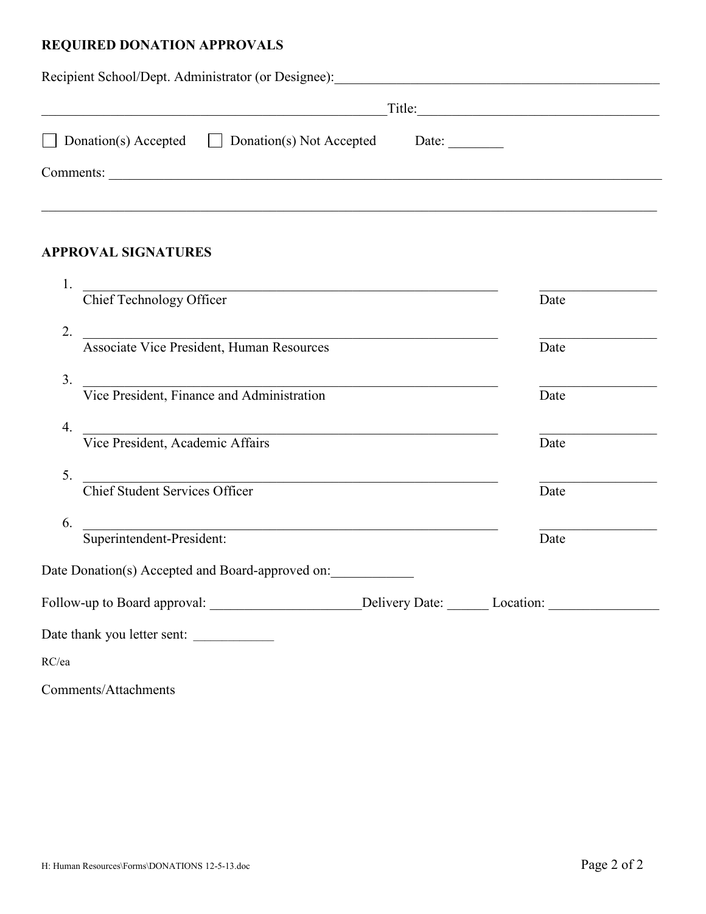**REQUIRED DONATION APPROVALS**

Recipient School/Dept. Administrator (or Designee):_______________________________________________

__________________________________________________Title:___________________________________

☐ Donation(s) Accepted ☐ Donation(s) Not Accepted Date: ________

Comments: _________________________________________________________________________________

____________________________________________________________________________________________

**APPROVAL SIGNATURES**

1. ____________________________________________________________ _________________
   Chief Technology Officer Date

2. ____________________________________________________________ _________________
   Associate Vice President, Human Resources Date

3. ____________________________________________________________ _________________
   Vice President, Finance and Administration Date

4. ____________________________________________________________ _________________
   Vice President, Academic Affairs Date

5. ____________________________________________________________ _________________
   Chief Student Services Officer Date

6. ____________________________________________________________ _________________
   Superintendent-President: Date

Date Donation(s) Accepted and Board-approved on:____________

Follow-up to Board approval: ______________________Delivery Date: ______ Location: ________________

Date thank you letter sent: ____________

RC/ea

Comments/Attachments

H: Human Resources\Forms\DONATIONS 12-5-13.doc